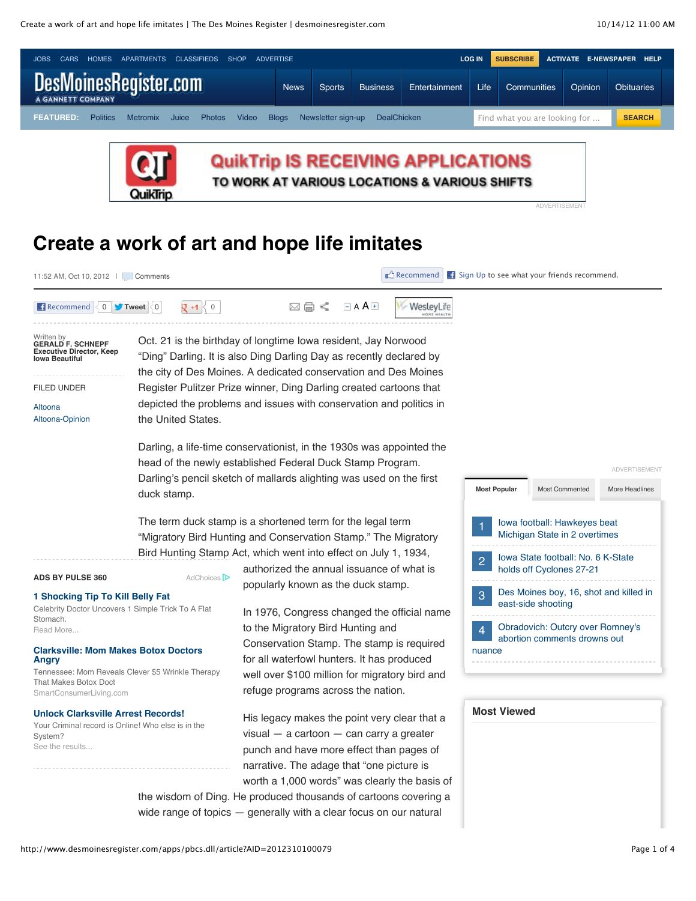# Create a work of art and hope life imitates

11:52 AM, Oct 10, 2012 | Comments

Written by
**GERALD F. SCHNEPF**
**Executive Director, Keep Iowa Beautiful**

FILED UNDER

Altoona
Altoona-Opinion

Oct. 21 is the birthday of longtime Iowa resident, Jay Norwood “Ding” Darling. It is also Ding Darling Day as recently declared by the city of Des Moines. A dedicated conservation and Des Moines Register Pulitzer Prize winner, Ding Darling created cartoons that depicted the problems and issues with conservation and politics in the United States.

Darling, a life-time conservationist, in the 1930s was appointed the head of the newly established Federal Duck Stamp Program. Darling’s pencil sketch of mallards alighting was used on the first duck stamp.

The term duck stamp is a shortened term for the legal term “Migratory Bird Hunting and Conservation Stamp.” The Migratory Bird Hunting Stamp Act, which went into effect on July 1, 1934, authorized the annual issuance of what is popularly known as the duck stamp.

In 1976, Congress changed the official name to the Migratory Bird Hunting and Conservation Stamp. The stamp is required for all waterfowl hunters. It has produced well over $100 million for migratory bird and refuge programs across the nation.

His legacy makes the point very clear that a visual — a cartoon — can carry a greater punch and have more effect than pages of narrative. The adage that “one picture is worth a 1,000 words” was clearly the basis of the wisdom of Ding. He produced thousands of cartoons covering a wide range of topics — generally with a clear focus on our natural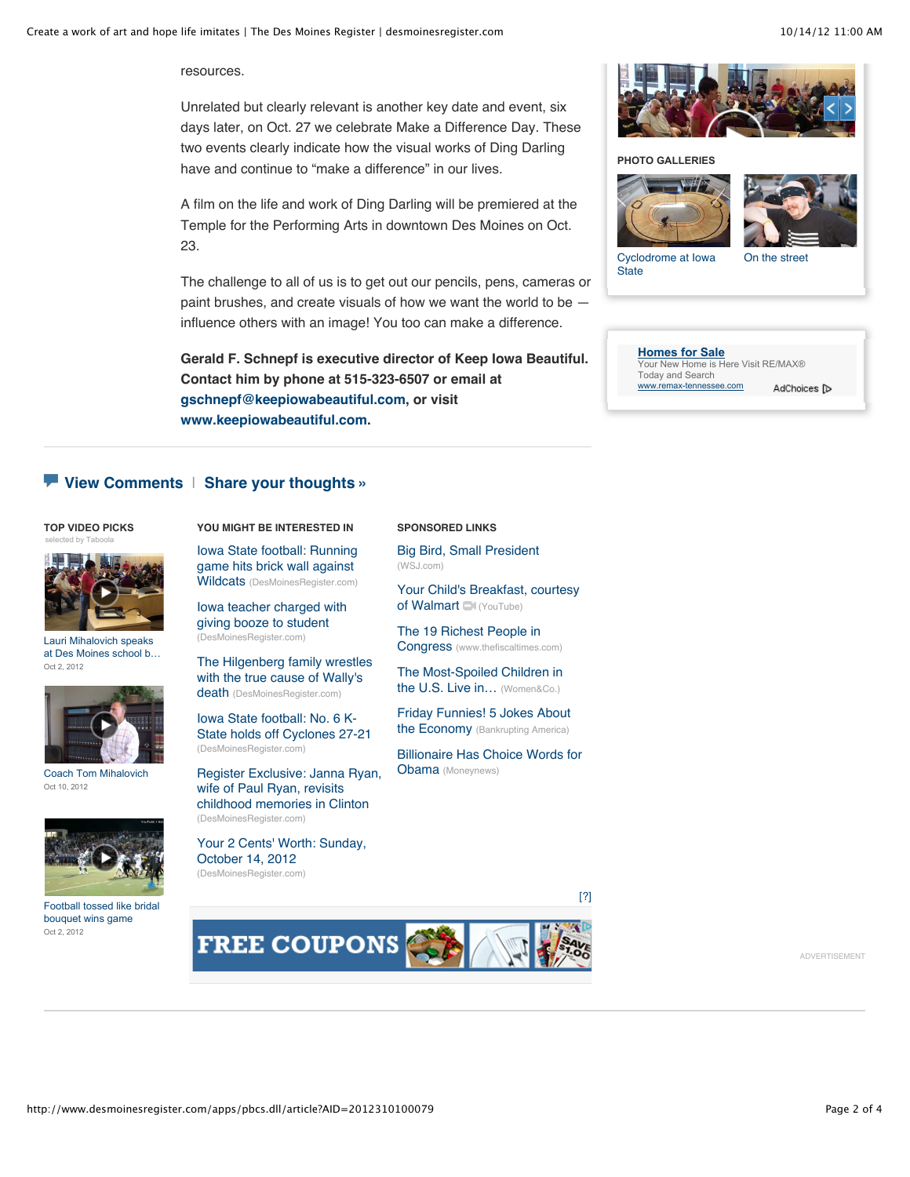resources.

Unrelated but clearly relevant is another key date and event, six days later, on Oct. 27 we celebrate Make a Difference Day. These two events clearly indicate how the visual works of Ding Darling have and continue to “make a difference” in our lives.

A film on the life and work of Ding Darling will be premiered at the Temple for the Performing Arts in downtown Des Moines on Oct. 23.

The challenge to all of us is to get out our pencils, pens, cameras or paint brushes, and create visuals of how we want the world to be — influence others with an image! You too can make a difference.

**Gerald F. Schnepf is executive director of Keep Iowa Beautiful. Contact him by phone at 515-323-6507 or email at gschnepf@keepiowabeautiful.com, or visit www.keepiowabeautiful.com.**

PHOTO GALLERIES

Cyclodrome at Iowa State

On the street

**Homes for Sale**
Your New Home is Here Visit RE/MAX®
Today and Search
www.remax-tennessee.com
AdChoices

**View Comments** | **Share your thoughts »**

**TOP VIDEO PICKS**
selected by Taboola

Lauri Mihalovich speaks at Des Moines school b…
Oct 2, 2012

Coach Tom Mihalovich
Oct 10, 2012

Football tossed like bridal bouquet wins game
Oct 2, 2012

**YOU MIGHT BE INTERESTED IN**

Iowa State football: Running game hits brick wall against Wildcats (DesMoinesRegister.com)

Iowa teacher charged with giving booze to student (DesMoinesRegister.com)

The Hilgenberg family wrestles with the true cause of Wally's death (DesMoinesRegister.com)

Iowa State football: No. 6 K-State holds off Cyclones 27-21 (DesMoinesRegister.com)

Register Exclusive: Janna Ryan, wife of Paul Ryan, revisits childhood memories in Clinton (DesMoinesRegister.com)

Your 2 Cents' Worth: Sunday, October 14, 2012 (DesMoinesRegister.com)

**SPONSORED LINKS**

Big Bird, Small President (WSJ.com)

Your Child's Breakfast, courtesy of Walmart (YouTube)

The 19 Richest People in Congress (www.thefiscaltimes.com)

The Most-Spoiled Children in the U.S. Live in… (Women&Co.)

Friday Funnies! 5 Jokes About the Economy (Bankrupting America)

Billionaire Has Choice Words for Obama (Moneynews)

[?]

FREE COUPONS

ADVERTISEMENT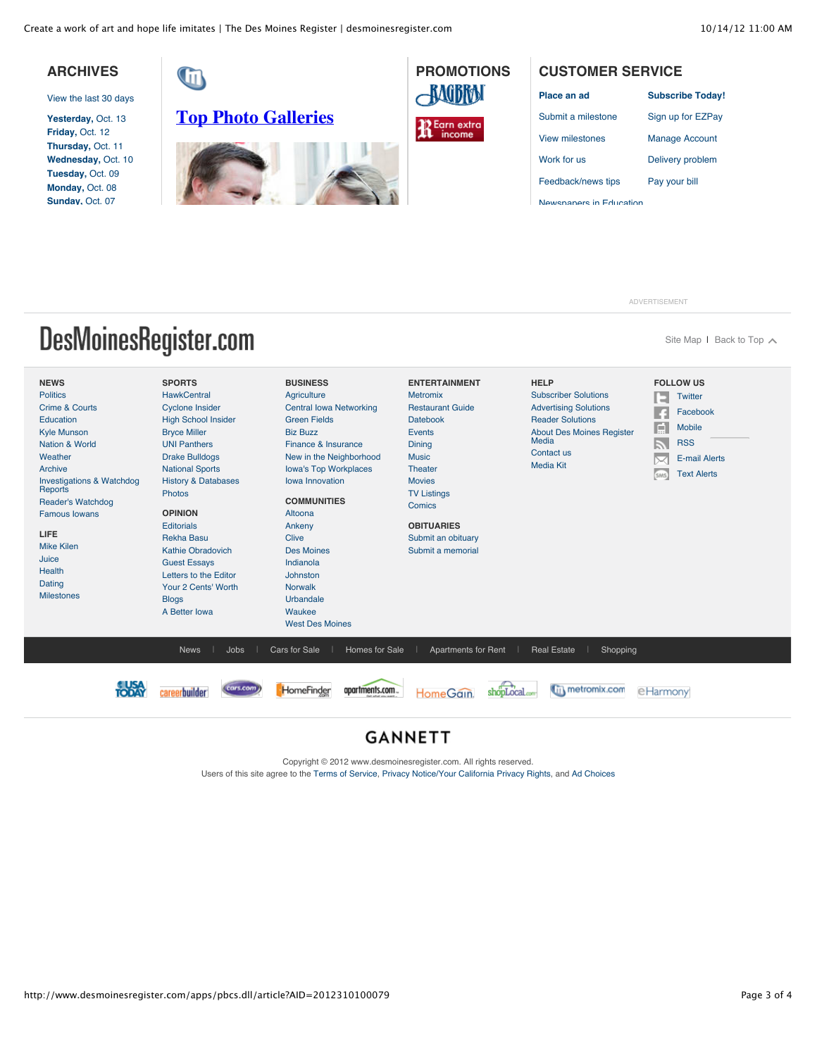## ARCHIVES

View the last 30 days

**Yesterday,** Oct. 13
**Friday,** Oct. 12
**Thursday,** Oct. 11
**Wednesday,** Oct. 10
**Tuesday,** Oct. 09
**Monday,** Oct. 08
**Sunday,** Oct. 07

## Top Photo Galleries

## PROMOTIONS

RAGBRAI

Earn extra income

## CUSTOMER SERVICE

**Place an ad**
Submit a milestone
View milestones
Work for us
Feedback/news tips
Newspapers in Education

**Subscribe Today!**
Sign up for EZPay
Manage Account
Delivery problem
Pay your bill

ADVERTISEMENT

DesMoinesRegister.com

Site Map | Back to Top

**NEWS**
Politics
Crime & Courts
Education
Kyle Munson
Nation & World
Weather
Archive
Investigations & Watchdog Reports
Reader's Watchdog
Famous Iowans

**LIFE**
Mike Kilen
Juice
Health
Dating
Milestones

**SPORTS**
HawkCentral
Cyclone Insider
High School Insider
Bryce Miller
UNI Panthers
Drake Bulldogs
National Sports
History & Databases
Photos

**OPINION**
Editorials
Rekha Basu
Kathie Obradovich
Guest Essays
Letters to the Editor
Your 2 Cents' Worth
Blogs
A Better Iowa

**BUSINESS**
Agriculture
Central Iowa Networking
Green Fields
Biz Buzz
Finance & Insurance
New in the Neighborhood
Iowa's Top Workplaces
Iowa Innovation

**COMMUNITIES**
Altoona
Ankeny
Clive
Des Moines
Indianola
Johnston
Norwalk
Urbandale
Waukee
West Des Moines

**ENTERTAINMENT**
Metromix
Restaurant Guide
Datebook
Events
Dining
Music
Theater
Movies
TV Listings
Comics

**OBITUARIES**
Submit an obituary
Submit a memorial

**HELP**
Subscriber Solutions
Advertising Solutions
Reader Solutions
About Des Moines Register Media
Contact us
Media Kit

**FOLLOW US**
Twitter
Facebook
Mobile
RSS
E-mail Alerts
Text Alerts

News | Jobs | Cars for Sale | Homes for Sale | Apartments for Rent | Real Estate | Shopping

USA TODAY | careerbuilder | cars.com | HomeFinder | apartments.com | HomeGain | shopLocal | metromix.com | eHarmony

GANNETT

Copyright © 2012 www.desmoinesregister.com. All rights reserved.
Users of this site agree to the Terms of Service, Privacy Notice/Your California Privacy Rights, and Ad Choices